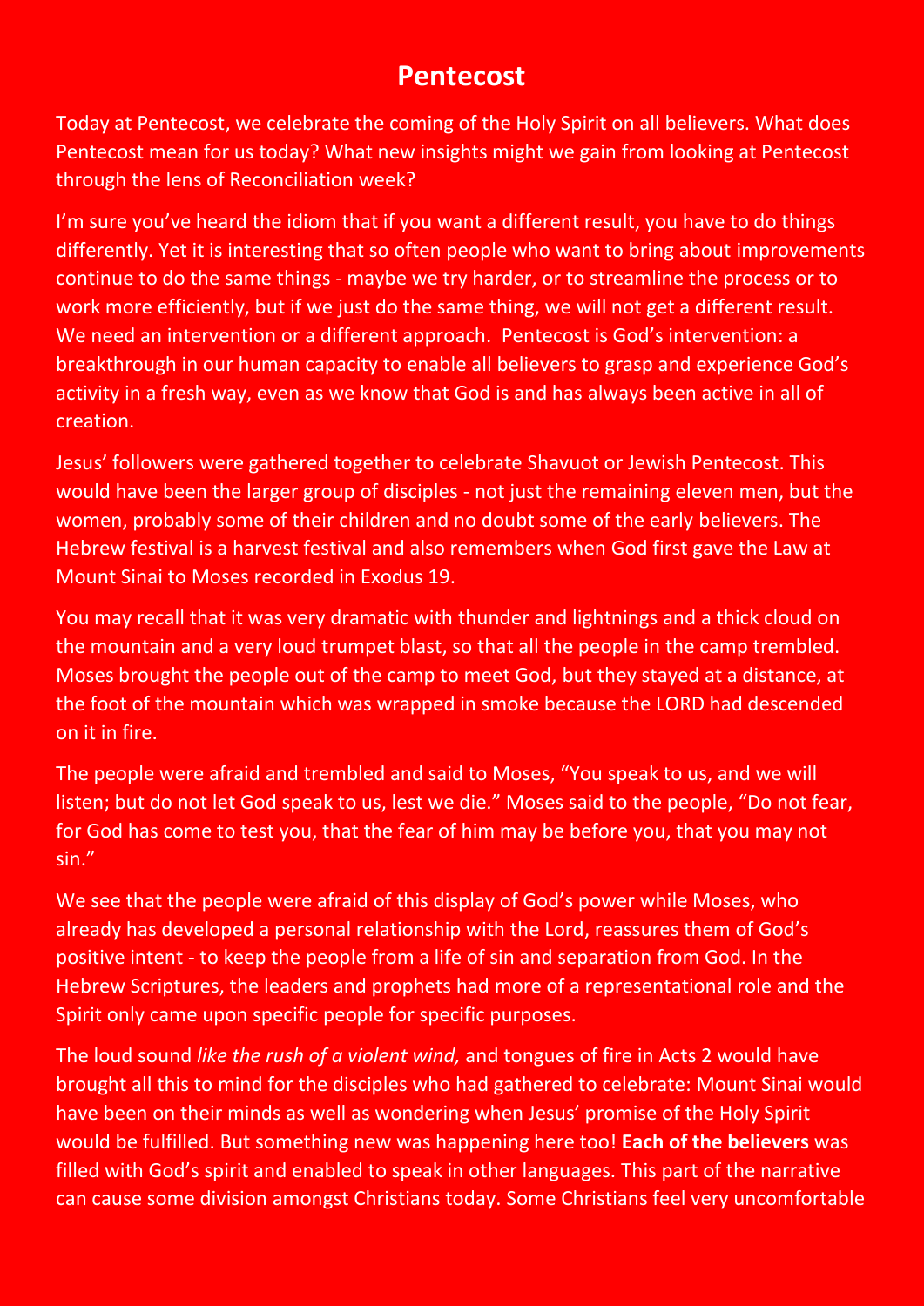# Pentecost

Today at Pentecost, we celebrate the coming of the Holy Spirit on all believers. What does Pentecost mean for us today? What new insights might we gain from looking at Pentecost through the lens of Reconciliation week?

I'm sure you've heard the idiom that if you want a different result, you have to do things differently. Yet it is interesting that so often people who want to bring about improvements continue to do the same things - maybe we try harder, or to streamline the process or to work more efficiently, but if we just do the same thing, we will not get a different result. We need an intervention or a different approach. Pentecost is God's intervention: a breakthrough in our human capacity to enable all believers to grasp and experience God's activity in a fresh way, even as we know that God is and has always been active in all of creation.

Jesus' followers were gathered together to celebrate Shavuot or Jewish Pentecost. This would have been the larger group of disciples - not just the remaining eleven men, but the women, probably some of their children and no doubt some of the early believers. The Hebrew festival is a harvest festival and also remembers when God first gave the Law at Mount Sinai to Moses recorded in Exodus 19.

You may recall that it was very dramatic with thunder and lightnings and a thick cloud on the mountain and a very loud trumpet blast, so that all the people in the camp trembled. Moses brought the people out of the camp to meet God, but they stayed at a distance, at the foot of the mountain which was wrapped in smoke because the LORD had descended on it in fire.

The people were afraid and trembled and said to Moses, "You speak to us, and we will listen; but do not let God speak to us, lest we die." Moses said to the people, "Do not fear, for God has come to test you, that the fear of him may be before you, that you may not sin."

We see that the people were afraid of this display of God's power while Moses, who already has developed a personal relationship with the Lord, reassures them of God's positive intent - to keep the people from a life of sin and separation from God. In the Hebrew Scriptures, the leaders and prophets had more of a representational role and the Spirit only came upon specific people for specific purposes.

The loud sound *like the rush of a violent wind,* and tongues of fire in Acts 2 would have brought all this to mind for the disciples who had gathered to celebrate: Mount Sinai would have been on their minds as well as wondering when Jesus' promise of the Holy Spirit would be fulfilled. But something new was happening here too! **Each of the believers** was filled with God's spirit and enabled to speak in other languages. This part of the narrative can cause some division amongst Christians today. Some Christians feel very uncomfortable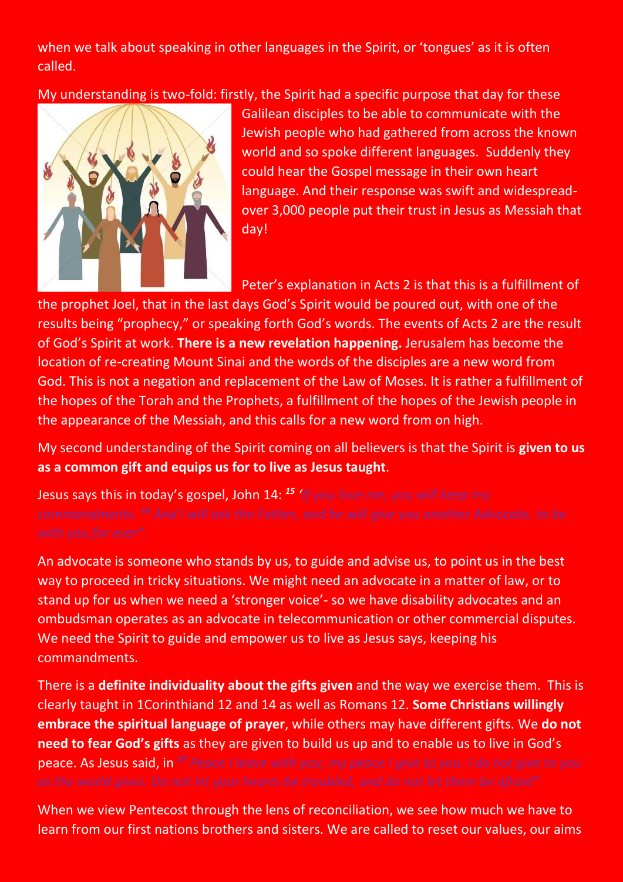when we talk about speaking in other languages in the Spirit, or 'tongues' as it is often called.

My understanding is two-fold: firstly, the Spirit had a specific purpose that day for these Galilean disciples to be able to communicate with the Jewish people who had gathered from across the known world and so spoke different languages. Suddenly they could hear the Gospel message in their own heart language. And their response was swift and widespread- over 3,000 people put their trust in Jesus as Messiah that day!

Peter's explanation in Acts 2 is that this is a fulfillment of the prophet Joel, that in the last days God's Spirit would be poured out, with one of the results being "prophecy," or speaking forth God's words. The events of Acts 2 are the result of God's Spirit at work. **There is a new revelation happening.** Jerusalem has become the location of re-creating Mount Sinai and the words of the disciples are a new word from God. This is not a negation and replacement of the Law of Moses. It is rather a fulfillment of the hopes of the Torah and the Prophets, a fulfillment of the hopes of the Jewish people in the appearance of the Messiah, and this calls for a new word from on high.

My second understanding of the Spirit coming on all believers is that the Spirit is **given to us as a common gift and equips us for to live as Jesus taught**.

Jesus says this in today's gospel, John 14: ***15*** *'If you love me, you will keep my commandments. 16 And I will ask the Father, and he will give you another Advocate, to be with you for ever".*

An advocate is someone who stands by us, to guide and advise us, to point us in the best way to proceed in tricky situations. We might need an advocate in a matter of law, or to stand up for us when we need a 'stronger voice'- so we have disability advocates and an ombudsman operates as an advocate in telecommunication or other commercial disputes. We need the Spirit to guide and empower us to live as Jesus says, keeping his commandments.

There is a **definite individuality about the gifts given** and the way we exercise them. This is clearly taught in 1Corinthiand 12 and 14 as well as Romans 12. **Some Christians willingly embrace the spiritual language of prayer**, while others may have different gifts. We **do not need to fear God's gifts** as they are given to build us up and to enable us to live in God's peace. As Jesus said, in *27 Peace I leave with you; my peace I give to you. I do not give to you as the world gives. Do not let your hearts be troubled, and do not let them be afraid"*

When we view Pentecost through the lens of reconciliation, we see how much we have to learn from our first nations brothers and sisters. We are called to reset our values, our aims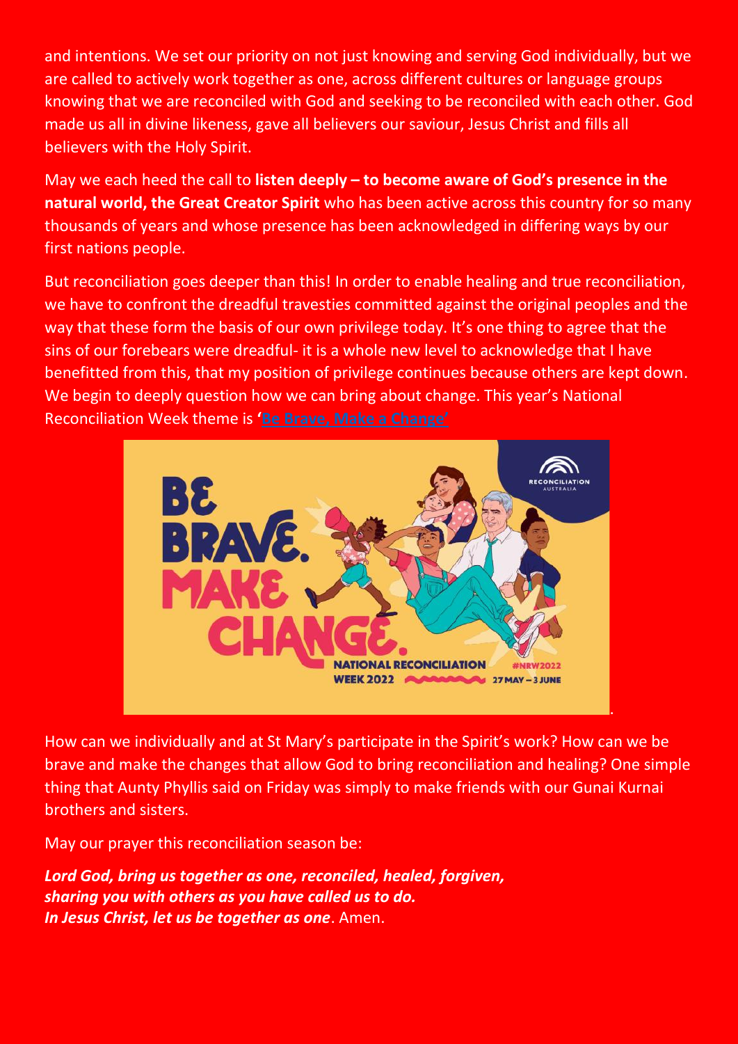and intentions. We set our priority on not just knowing and serving God individually, but we are called to actively work together as one, across different cultures or language groups knowing that we are reconciled with God and seeking to be reconciled with each other. God made us all in divine likeness, gave all believers our saviour, Jesus Christ and fills all believers with the Holy Spirit.

May we each heed the call to **listen deeply – to become aware of God's presence in the natural world, the Great Creator Spirit** who has been active across this country for so many thousands of years and whose presence has been acknowledged in differing ways by our first nations people.

But reconciliation goes deeper than this! In order to enable healing and true reconciliation, we have to confront the dreadful travesties committed against the original peoples and the way that these form the basis of our own privilege today. It's one thing to agree that the sins of our forebears were dreadful- it is a whole new level to acknowledge that I have benefitted from this, that my position of privilege continues because others are kept down. We begin to deeply question how we can bring about change. This year's National Reconciliation Week theme is **'Be Brave, Make a Change'**

How can we individually and at St Mary's participate in the Spirit's work? How can we be brave and make the changes that allow God to bring reconciliation and healing? One simple thing that Aunty Phyllis said on Friday was simply to make friends with our Gunai Kurnai brothers and sisters.

May our prayer this reconciliation season be:

***Lord God, bring us together as one, reconciled, healed, forgiven,***
***sharing you with others as you have called us to do.***
***In Jesus Christ, let us be together as one***. Amen.